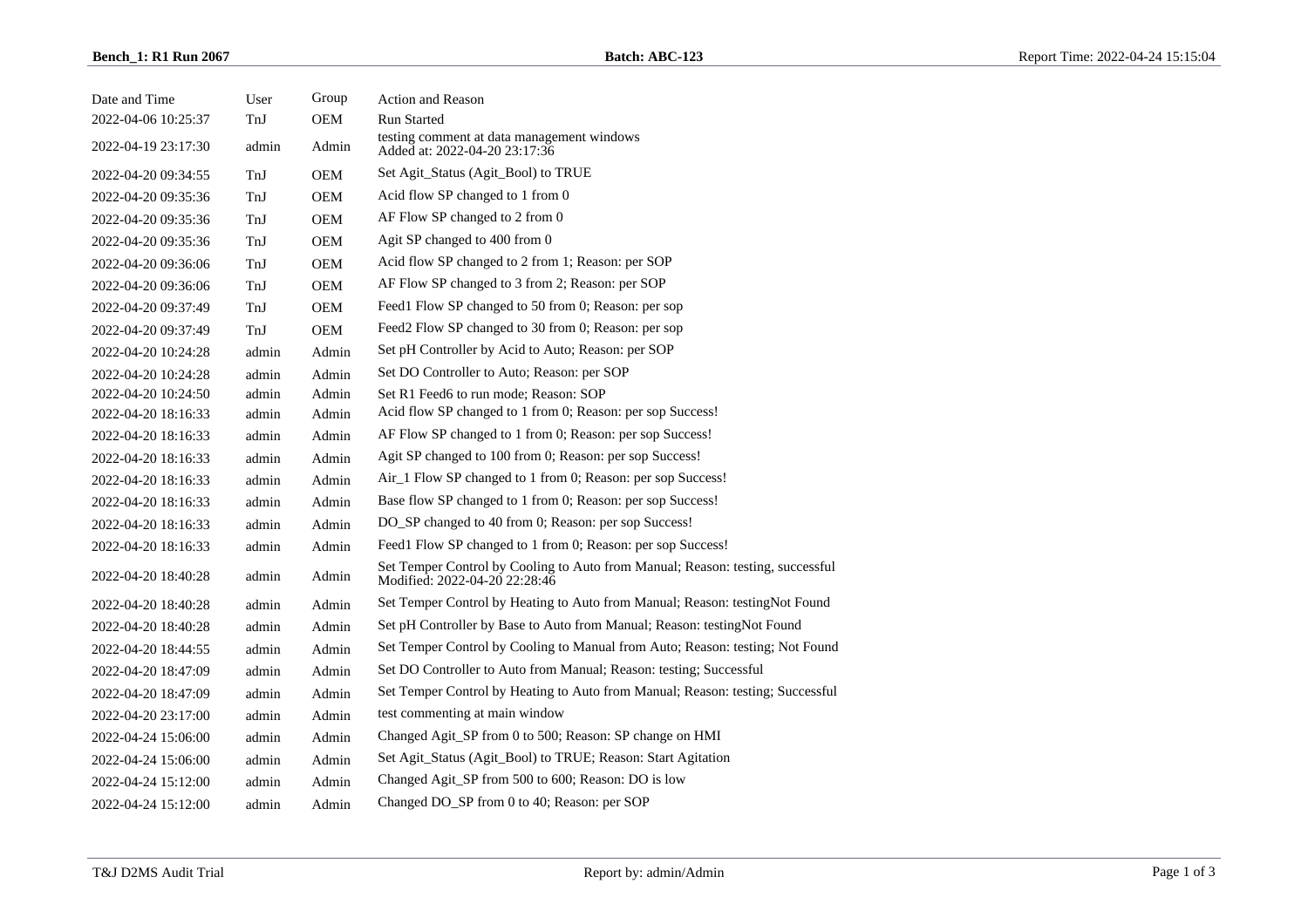| Date and Time | User | Group | Action and Reason |
| --- | --- | --- | --- |
| 2022-04-06 10:25:37 | TnJ | OEM | Run Started |
| 2022-04-19 23:17:30 | admin | Admin | testing comment at data management windows Added at: 2022-04-20 23:17:36 |
| 2022-04-20 09:34:55 | TnJ | OEM | Set Agit_Status (Agit_Bool) to TRUE |
| 2022-04-20 09:35:36 | TnJ | OEM | Acid flow SP changed to 1 from 0 |
| 2022-04-20 09:35:36 | TnJ | OEM | AF Flow SP changed to 2 from 0 |
| 2022-04-20 09:35:36 | TnJ | OEM | Agit SP changed to 400 from 0 |
| 2022-04-20 09:36:06 | TnJ | OEM | Acid flow SP changed to 2 from 1; Reason: per SOP |
| 2022-04-20 09:36:06 | TnJ | OEM | AF Flow SP changed to 3 from 2; Reason: per SOP |
| 2022-04-20 09:37:49 | TnJ | OEM | Feed1 Flow SP changed to 50 from 0; Reason: per sop |
| 2022-04-20 09:37:49 | TnJ | OEM | Feed2 Flow SP changed to 30 from 0; Reason: per sop |
| 2022-04-20 10:24:28 | admin | Admin | Set pH Controller by Acid to Auto; Reason: per SOP |
| 2022-04-20 10:24:28 | admin | Admin | Set DO Controller to Auto; Reason: per SOP |
| 2022-04-20 10:24:50 | admin | Admin | Set R1 Feed6 to run mode; Reason: SOP |
| 2022-04-20 18:16:33 | admin | Admin | Acid flow SP changed to 1 from 0; Reason: per sop Success! |
| 2022-04-20 18:16:33 | admin | Admin | AF Flow SP changed to 1 from 0; Reason: per sop Success! |
| 2022-04-20 18:16:33 | admin | Admin | Agit SP changed to 100 from 0; Reason: per sop Success! |
| 2022-04-20 18:16:33 | admin | Admin | Air_1 Flow SP changed to 1 from 0; Reason: per sop Success! |
| 2022-04-20 18:16:33 | admin | Admin | Base flow SP changed to 1 from 0; Reason: per sop Success! |
| 2022-04-20 18:16:33 | admin | Admin | DO_SP changed to 40 from 0; Reason: per sop Success! |
| 2022-04-20 18:16:33 | admin | Admin | Feed1 Flow SP changed to 1 from 0; Reason: per sop Success! |
| 2022-04-20 18:40:28 | admin | Admin | Set Temper Control by Cooling to Auto from Manual; Reason: testing, successful Modified: 2022-04-20 22:28:46 |
| 2022-04-20 18:40:28 | admin | Admin | Set Temper Control by Heating to Auto from Manual; Reason: testingNot Found |
| 2022-04-20 18:40:28 | admin | Admin | Set pH Controller by Base to Auto from Manual; Reason: testingNot Found |
| 2022-04-20 18:44:55 | admin | Admin | Set Temper Control by Cooling to Manual from Auto; Reason: testing; Not Found |
| 2022-04-20 18:47:09 | admin | Admin | Set DO Controller to Auto from Manual; Reason: testing; Successful |
| 2022-04-20 18:47:09 | admin | Admin | Set Temper Control by Heating to Auto from Manual; Reason: testing; Successful |
| 2022-04-20 23:17:00 | admin | Admin | test commenting at main window |
| 2022-04-24 15:06:00 | admin | Admin | Changed Agit_SP from 0 to 500; Reason: SP change on HMI |
| 2022-04-24 15:06:00 | admin | Admin | Set Agit_Status (Agit_Bool) to TRUE; Reason: Start Agitation |
| 2022-04-24 15:12:00 | admin | Admin | Changed Agit_SP from 500 to 600; Reason: DO is low |
| 2022-04-24 15:12:00 | admin | Admin | Changed DO_SP from 0 to 40; Reason: per SOP |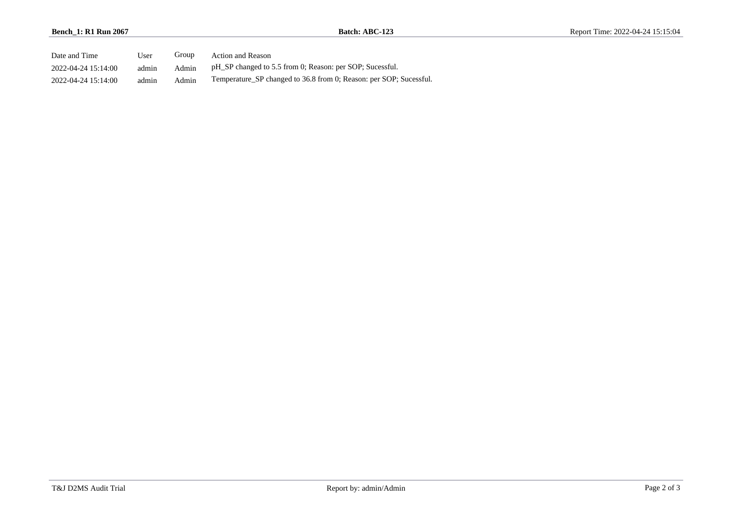| Date and Time | User | Group | Action and Reason |
| --- | --- | --- | --- |
| 2022-04-24 15:14:00 | admin | Admin | pH_SP changed to 5.5 from 0; Reason: per SOP; Sucessful. |
| 2022-04-24 15:14:00 | admin | Admin | Temperature_SP changed to 36.8 from 0; Reason: per SOP; Sucessful. |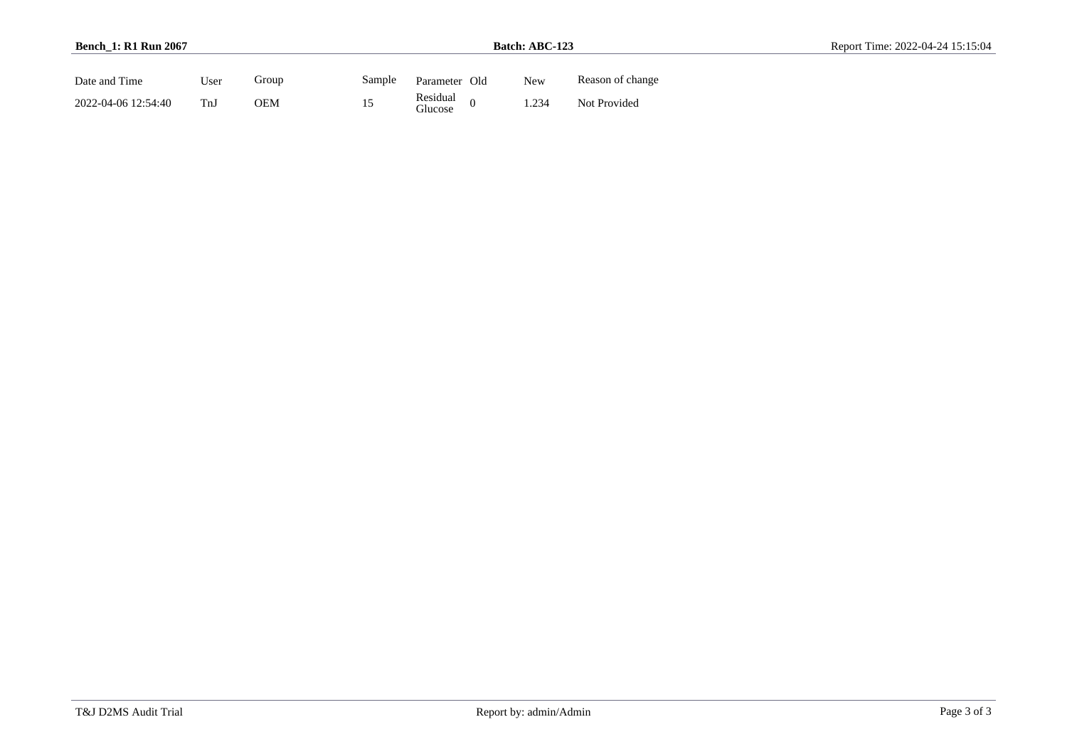| Date and Time | User | Group | Sample | Parameter | Old | New | Reason of change |
|---|---|---|---|---|---|---|---|
| 2022-04-06 12:54:40 | TnJ | OEM | 15 | Residual Glucose | 0 | 1.234 | Not Provided |